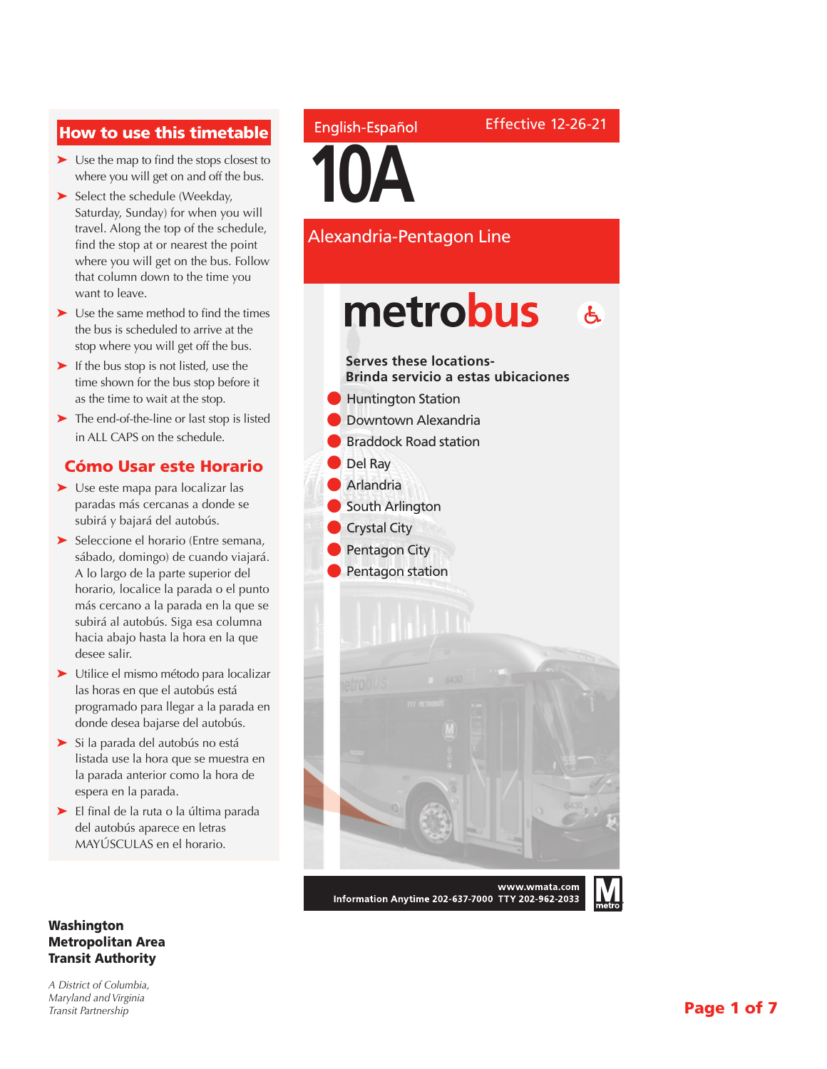English-Español

Effective 12-26-21

# 10A

## Alexandria-Pentagon Line

metrobus

**Serves these locations-**
**Brinda servicio a estas ubicaciones**

- Huntington Station
- Downtown Alexandria
- Braddock Road station
- Del Ray
- Arlandria
- South Arlington
- Crystal City
- Pentagon City
- Pentagon station

www.wmata.com
Information Anytime 202-637-7000 TTY 202-962-2033

## How to use this timetable

- Use the map to find the stops closest to where you will get on and off the bus.
- Select the schedule (Weekday, Saturday, Sunday) for when you will travel. Along the top of the schedule, find the stop at or nearest the point where you will get on the bus. Follow that column down to the time you want to leave.
- Use the same method to find the times the bus is scheduled to arrive at the stop where you will get off the bus.
- If the bus stop is not listed, use the time shown for the bus stop before it as the time to wait at the stop.
- The end-of-the-line or last stop is listed in ALL CAPS on the schedule.

## Cómo Usar este Horario

- Use este mapa para localizar las paradas más cercanas a donde se subirá y bajará del autobús.
- Seleccione el horario (Entre semana, sábado, domingo) de cuando viajará. A lo largo de la parte superior del horario, localice la parada o el punto más cercano a la parada en la que se subirá al autobús. Siga esa columna hacia abajo hasta la hora en la que desee salir.
- Utilice el mismo método para localizar las horas en que el autobús está programado para llegar a la parada en donde desea bajarse del autobús.
- Si la parada del autobús no está listada use la hora que se muestra en la parada anterior como la hora de espera en la parada.
- El final de la ruta o la última parada del autobús aparece en letras MAYÚSCULAS en el horario.

**Washington Metropolitan Area Transit Authority**

*A District of Columbia, Maryland and Virginia Transit Partnership*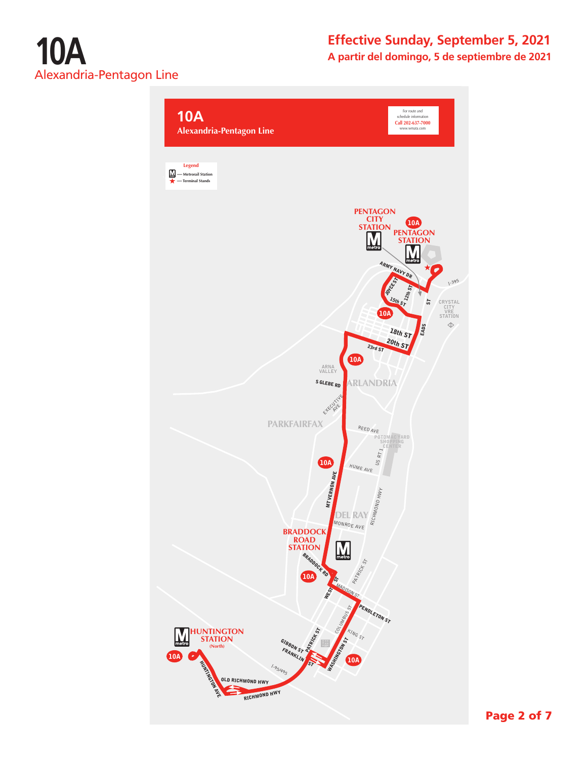# 10A
Alexandria-Pentagon Line

## Effective Sunday, September 5, 2021
A partir del domingo, 5 de septiembre de 2021

**10A**
**Alexandria-Pentagon Line**

For route and schedule information
Call 202-637-7000
www.wmata.com

Legend
- Metrorail Station
- Terminal Stands

PENTAGON CITY STATION
PENTAGON STATION
10A
ARMY NAVY DR
JOYCE ST
12th ST
15th ST
I-395
ST
EADS
CRYSTAL CITY VRE STATION
18th ST
20th ST
23rd ST
ARNA VALLEY
S GLEBE RD
ARLANDRIA
EXECUTIVE AVE
PARKFAIRFAX
REED AVE
POTOMAC YARD SHOPPING CENTER
US RT 1
HUME AVE
MT VERNON AVE
RICHMOND HWY
DEL RAY
MONROE AVE
BRADDOCK ROAD STATION
BRADDOCK RD
PATRICK ST
WEST ST
MADISON ST
PENDLETON ST
COLUMBUS ST
KING ST
HUNTINGTON STATION (North)
GIBBON ST
FRANKLIN ST
PATRICK ST
WASHINGTON ST
I-95/495
HUNTINGTON AVE
OLD RICHMOND HWY
RICHMOND HWY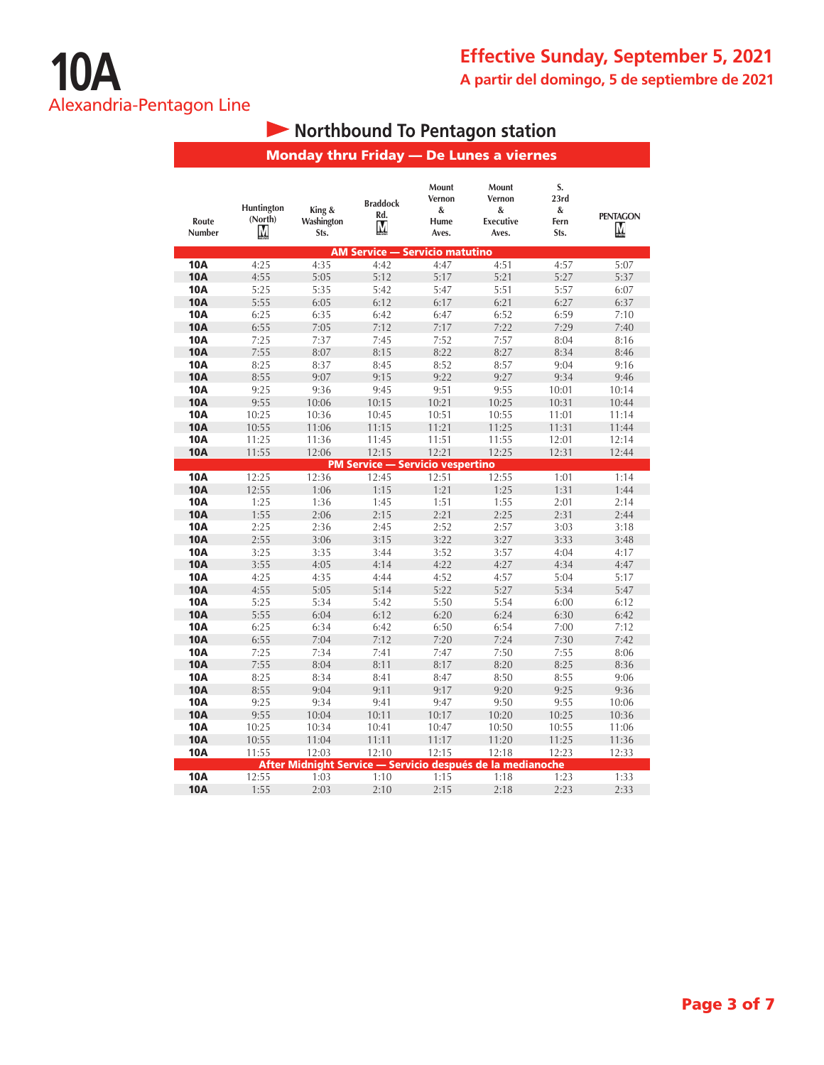# 10A
## Alexandria-Pentagon Line

**Effective Sunday, September 5, 2021**
**A partir del domingo, 5 de septiembre de 2021**

### Northbound To Pentagon station

**Monday thru Friday — De Lunes a viernes**

| Route Number | Huntington (North) M | King & Washington Sts. | Braddock Rd. M | Mount Vernon & Hume Aves. | Mount Vernon & Executive Aves. | S. 23rd & Fern Sts. | PENTAGON M |
|---|---|---|---|---|---|---|---|
| **AM Service — Servicio matutino** | | | | | | | |
| **10A** | 4:25 | 4:35 | 4:42 | 4:47 | 4:51 | 4:57 | 5:07 |
| **10A** | 4:55 | 5:05 | 5:12 | 5:17 | 5:21 | 5:27 | 5:37 |
| **10A** | 5:25 | 5:35 | 5:42 | 5:47 | 5:51 | 5:57 | 6:07 |
| **10A** | 5:55 | 6:05 | 6:12 | 6:17 | 6:21 | 6:27 | 6:37 |
| **10A** | 6:25 | 6:35 | 6:42 | 6:47 | 6:52 | 6:59 | 7:10 |
| **10A** | 6:55 | 7:05 | 7:12 | 7:17 | 7:22 | 7:29 | 7:40 |
| **10A** | 7:25 | 7:37 | 7:45 | 7:52 | 7:57 | 8:04 | 8:16 |
| **10A** | 7:55 | 8:07 | 8:15 | 8:22 | 8:27 | 8:34 | 8:46 |
| **10A** | 8:25 | 8:37 | 8:45 | 8:52 | 8:57 | 9:04 | 9:16 |
| **10A** | 8:55 | 9:07 | 9:15 | 9:22 | 9:27 | 9:34 | 9:46 |
| **10A** | 9:25 | 9:36 | 9:45 | 9:51 | 9:55 | 10:01 | 10:14 |
| **10A** | 9:55 | 10:06 | 10:15 | 10:21 | 10:25 | 10:31 | 10:44 |
| **10A** | 10:25 | 10:36 | 10:45 | 10:51 | 10:55 | 11:01 | 11:14 |
| **10A** | 10:55 | 11:06 | 11:15 | 11:21 | 11:25 | 11:31 | 11:44 |
| **10A** | 11:25 | 11:36 | 11:45 | 11:51 | 11:55 | 12:01 | 12:14 |
| **10A** | 11:55 | 12:06 | 12:15 | 12:21 | 12:25 | 12:31 | 12:44 |
| **PM Service — Servicio vespertino** | | | | | | | |
| **10A** | 12:25 | 12:36 | 12:45 | 12:51 | 12:55 | 1:01 | 1:14 |
| **10A** | 12:55 | 1:06 | 1:15 | 1:21 | 1:25 | 1:31 | 1:44 |
| **10A** | 1:25 | 1:36 | 1:45 | 1:51 | 1:55 | 2:01 | 2:14 |
| **10A** | 1:55 | 2:06 | 2:15 | 2:21 | 2:25 | 2:31 | 2:44 |
| **10A** | 2:25 | 2:36 | 2:45 | 2:52 | 2:57 | 3:03 | 3:18 |
| **10A** | 2:55 | 3:06 | 3:15 | 3:22 | 3:27 | 3:33 | 3:48 |
| **10A** | 3:25 | 3:35 | 3:44 | 3:52 | 3:57 | 4:04 | 4:17 |
| **10A** | 3:55 | 4:05 | 4:14 | 4:22 | 4:27 | 4:34 | 4:47 |
| **10A** | 4:25 | 4:35 | 4:44 | 4:52 | 4:57 | 5:04 | 5:17 |
| **10A** | 4:55 | 5:05 | 5:14 | 5:22 | 5:27 | 5:34 | 5:47 |
| **10A** | 5:25 | 5:34 | 5:42 | 5:50 | 5:54 | 6:00 | 6:12 |
| **10A** | 5:55 | 6:04 | 6:12 | 6:20 | 6:24 | 6:30 | 6:42 |
| **10A** | 6:25 | 6:34 | 6:42 | 6:50 | 6:54 | 7:00 | 7:12 |
| **10A** | 6:55 | 7:04 | 7:12 | 7:20 | 7:24 | 7:30 | 7:42 |
| **10A** | 7:25 | 7:34 | 7:41 | 7:47 | 7:50 | 7:55 | 8:06 |
| **10A** | 7:55 | 8:04 | 8:11 | 8:17 | 8:20 | 8:25 | 8:36 |
| **10A** | 8:25 | 8:34 | 8:41 | 8:47 | 8:50 | 8:55 | 9:06 |
| **10A** | 8:55 | 9:04 | 9:11 | 9:17 | 9:20 | 9:25 | 9:36 |
| **10A** | 9:25 | 9:34 | 9:41 | 9:47 | 9:50 | 9:55 | 10:06 |
| **10A** | 9:55 | 10:04 | 10:11 | 10:17 | 10:20 | 10:25 | 10:36 |
| **10A** | 10:25 | 10:34 | 10:41 | 10:47 | 10:50 | 10:55 | 11:06 |
| **10A** | 10:55 | 11:04 | 11:11 | 11:17 | 11:20 | 11:25 | 11:36 |
| **10A** | 11:55 | 12:03 | 12:10 | 12:15 | 12:18 | 12:23 | 12:33 |
| **After Midnight Service — Servicio después de la medianoche** | | | | | | | |
| **10A** | 12:55 | 1:03 | 1:10 | 1:15 | 1:18 | 1:23 | 1:33 |
| **10A** | 1:55 | 2:03 | 2:10 | 2:15 | 2:18 | 2:23 | 2:33 |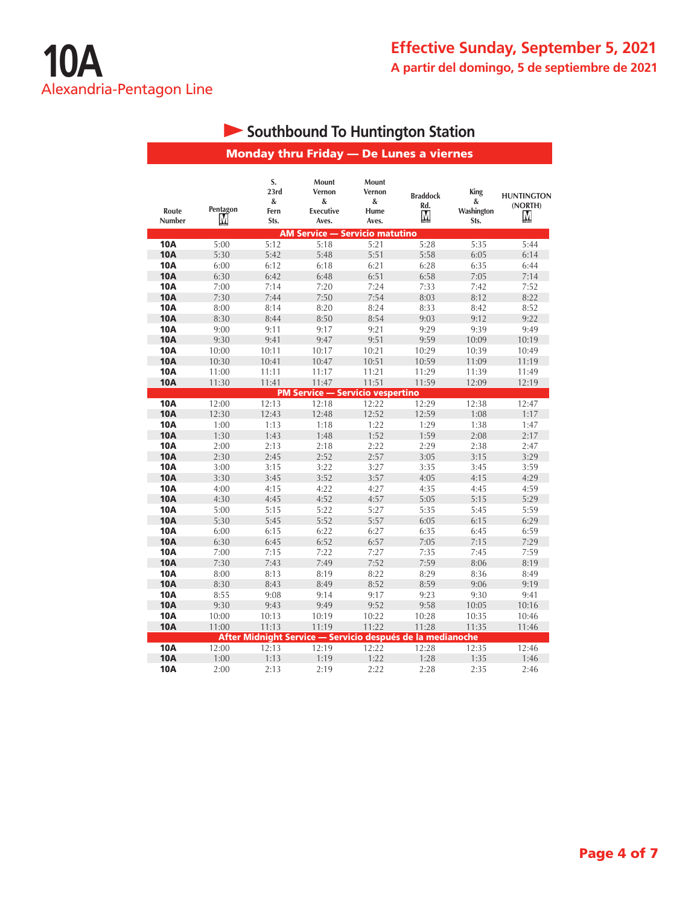# 10A

Alexandria-Pentagon Line

**Effective Sunday, September 5, 2021**

**A partir del domingo, 5 de septiembre de 2021**

## Southbound To Huntington Station

### Monday thru Friday — De Lunes a viernes

| Route Number | Pentagon | S. 23rd & Fern Sts. | Mount Vernon & Executive Aves. | Mount Vernon & Hume Aves. | Braddock Rd. | King & Washington Sts. | HUNTINGTON (NORTH) |
|---|---|---|---|---|---|---|---|
| **AM Service — Servicio matutino** | | | | | | | |
| **10A** | 5:00 | 5:12 | 5:18 | 5:21 | 5:28 | 5:35 | 5:44 |
| **10A** | 5:30 | 5:42 | 5:48 | 5:51 | 5:58 | 6:05 | 6:14 |
| **10A** | 6:00 | 6:12 | 6:18 | 6:21 | 6:28 | 6:35 | 6:44 |
| **10A** | 6:30 | 6:42 | 6:48 | 6:51 | 6:58 | 7:05 | 7:14 |
| **10A** | 7:00 | 7:14 | 7:20 | 7:24 | 7:33 | 7:42 | 7:52 |
| **10A** | 7:30 | 7:44 | 7:50 | 7:54 | 8:03 | 8:12 | 8:22 |
| **10A** | 8:00 | 8:14 | 8:20 | 8:24 | 8:33 | 8:42 | 8:52 |
| **10A** | 8:30 | 8:44 | 8:50 | 8:54 | 9:03 | 9:12 | 9:22 |
| **10A** | 9:00 | 9:11 | 9:17 | 9:21 | 9:29 | 9:39 | 9:49 |
| **10A** | 9:30 | 9:41 | 9:47 | 9:51 | 9:59 | 10:09 | 10:19 |
| **10A** | 10:00 | 10:11 | 10:17 | 10:21 | 10:29 | 10:39 | 10:49 |
| **10A** | 10:30 | 10:41 | 10:47 | 10:51 | 10:59 | 11:09 | 11:19 |
| **10A** | 11:00 | 11:11 | 11:17 | 11:21 | 11:29 | 11:39 | 11:49 |
| **10A** | 11:30 | 11:41 | 11:47 | 11:51 | 11:59 | 12:09 | 12:19 |
| **PM Service — Servicio vespertino** | | | | | | | |
| **10A** | 12:00 | 12:13 | 12:18 | 12:22 | 12:29 | 12:38 | 12:47 |
| **10A** | 12:30 | 12:43 | 12:48 | 12:52 | 12:59 | 1:08 | 1:17 |
| **10A** | 1:00 | 1:13 | 1:18 | 1:22 | 1:29 | 1:38 | 1:47 |
| **10A** | 1:30 | 1:43 | 1:48 | 1:52 | 1:59 | 2:08 | 2:17 |
| **10A** | 2:00 | 2:13 | 2:18 | 2:22 | 2:29 | 2:38 | 2:47 |
| **10A** | 2:30 | 2:45 | 2:52 | 2:57 | 3:05 | 3:15 | 3:29 |
| **10A** | 3:00 | 3:15 | 3:22 | 3:27 | 3:35 | 3:45 | 3:59 |
| **10A** | 3:30 | 3:45 | 3:52 | 3:57 | 4:05 | 4:15 | 4:29 |
| **10A** | 4:00 | 4:15 | 4:22 | 4:27 | 4:35 | 4:45 | 4:59 |
| **10A** | 4:30 | 4:45 | 4:52 | 4:57 | 5:05 | 5:15 | 5:29 |
| **10A** | 5:00 | 5:15 | 5:22 | 5:27 | 5:35 | 5:45 | 5:59 |
| **10A** | 5:30 | 5:45 | 5:52 | 5:57 | 6:05 | 6:15 | 6:29 |
| **10A** | 6:00 | 6:15 | 6:22 | 6:27 | 6:35 | 6:45 | 6:59 |
| **10A** | 6:30 | 6:45 | 6:52 | 6:57 | 7:05 | 7:15 | 7:29 |
| **10A** | 7:00 | 7:15 | 7:22 | 7:27 | 7:35 | 7:45 | 7:59 |
| **10A** | 7:30 | 7:43 | 7:49 | 7:52 | 7:59 | 8:06 | 8:19 |
| **10A** | 8:00 | 8:13 | 8:19 | 8:22 | 8:29 | 8:36 | 8:49 |
| **10A** | 8:30 | 8:43 | 8:49 | 8:52 | 8:59 | 9:06 | 9:19 |
| **10A** | 8:55 | 9:08 | 9:14 | 9:17 | 9:23 | 9:30 | 9:41 |
| **10A** | 9:30 | 9:43 | 9:49 | 9:52 | 9:58 | 10:05 | 10:16 |
| **10A** | 10:00 | 10:13 | 10:19 | 10:22 | 10:28 | 10:35 | 10:46 |
| **10A** | 11:00 | 11:13 | 11:19 | 11:22 | 11:28 | 11:35 | 11:46 |
| **After Midnight Service — Servicio después de la medianoche** | | | | | | | |
| **10A** | 12:00 | 12:13 | 12:19 | 12:22 | 12:28 | 12:35 | 12:46 |
| **10A** | 1:00 | 1:13 | 1:19 | 1:22 | 1:28 | 1:35 | 1:46 |
| **10A** | 2:00 | 2:13 | 2:19 | 2:22 | 2:28 | 2:35 | 2:46 |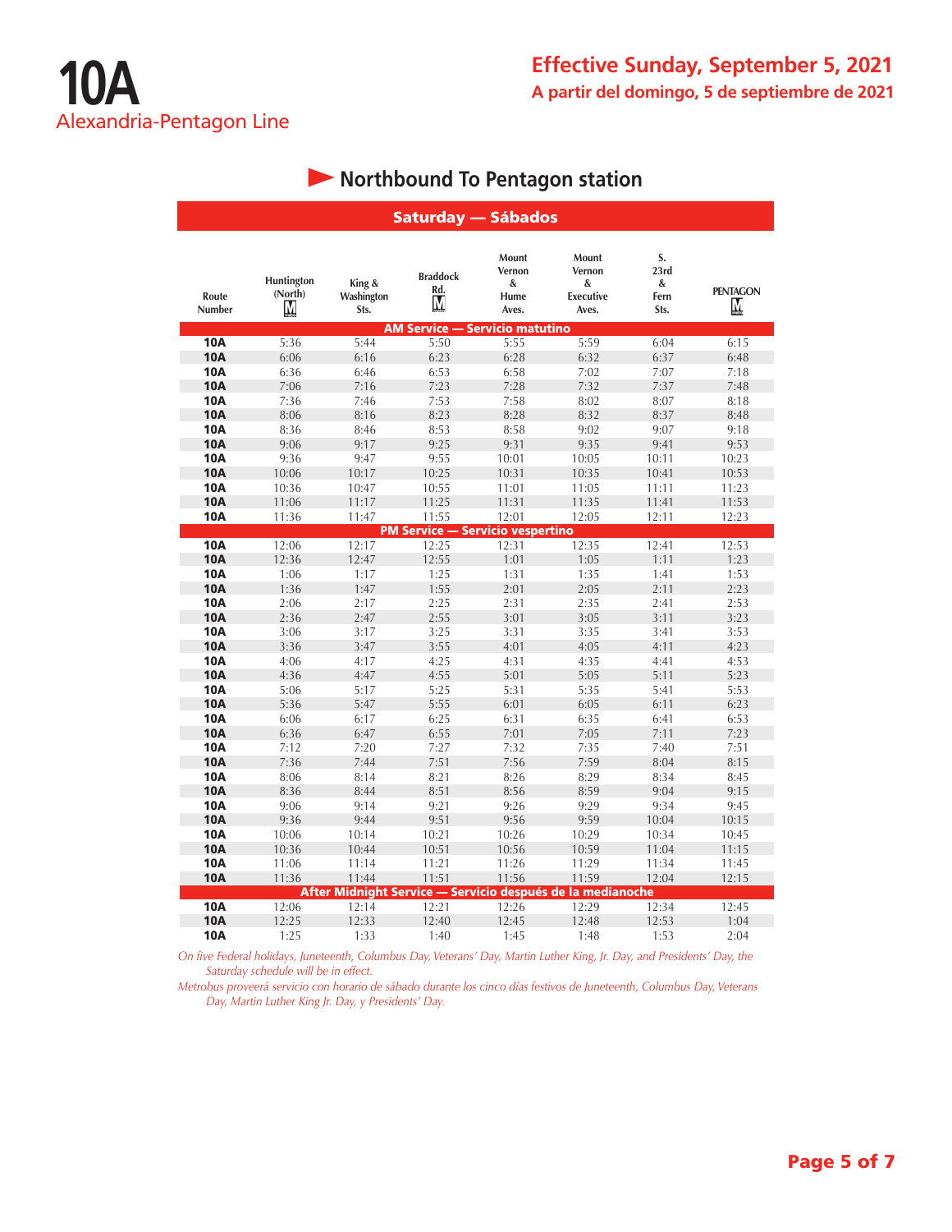# 10A
Alexandria-Pentagon Line

## Effective Sunday, September 5, 2021
**A partir del domingo, 5 de septiembre de 2021**

### Northbound To Pentagon station

**Saturday — Sábados**

| Route Number | Huntington (North) M | King & Washington Sts. | Braddock Rd. M | Mount Vernon & Hume Aves. | Mount Vernon & Executive Aves. | S. 23rd & Fern Sts. | PENTAGON M |
|---|---|---|---|---|---|---|---|
| **AM Service — Servicio matutino** | | | | | | | |
| **10A** | 5:36 | 5:44 | 5:50 | 5:55 | 5:59 | 6:04 | 6:15 |
| **10A** | 6:06 | 6:16 | 6:23 | 6:28 | 6:32 | 6:37 | 6:48 |
| **10A** | 6:36 | 6:46 | 6:53 | 6:58 | 7:02 | 7:07 | 7:18 |
| **10A** | 7:06 | 7:16 | 7:23 | 7:28 | 7:32 | 7:37 | 7:48 |
| **10A** | 7:36 | 7:46 | 7:53 | 7:58 | 8:02 | 8:07 | 8:18 |
| **10A** | 8:06 | 8:16 | 8:23 | 8:28 | 8:32 | 8:37 | 8:48 |
| **10A** | 8:36 | 8:46 | 8:53 | 8:58 | 9:02 | 9:07 | 9:18 |
| **10A** | 9:06 | 9:17 | 9:25 | 9:31 | 9:35 | 9:41 | 9:53 |
| **10A** | 9:36 | 9:47 | 9:55 | 10:01 | 10:05 | 10:11 | 10:23 |
| **10A** | 10:06 | 10:17 | 10:25 | 10:31 | 10:35 | 10:41 | 10:53 |
| **10A** | 10:36 | 10:47 | 10:55 | 11:01 | 11:05 | 11:11 | 11:23 |
| **10A** | 11:06 | 11:17 | 11:25 | 11:31 | 11:35 | 11:41 | 11:53 |
| **10A** | 11:36 | 11:47 | 11:55 | 12:01 | 12:05 | 12:11 | 12:23 |
| **PM Service — Servicio vespertino** | | | | | | | |
| **10A** | 12:06 | 12:17 | 12:25 | 12:31 | 12:35 | 12:41 | 12:53 |
| **10A** | 12:36 | 12:47 | 12:55 | 1:01 | 1:05 | 1:11 | 1:23 |
| **10A** | 1:06 | 1:17 | 1:25 | 1:31 | 1:35 | 1:41 | 1:53 |
| **10A** | 1:36 | 1:47 | 1:55 | 2:01 | 2:05 | 2:11 | 2:23 |
| **10A** | 2:06 | 2:17 | 2:25 | 2:31 | 2:35 | 2:41 | 2:53 |
| **10A** | 2:36 | 2:47 | 2:55 | 3:01 | 3:05 | 3:11 | 3:23 |
| **10A** | 3:06 | 3:17 | 3:25 | 3:31 | 3:35 | 3:41 | 3:53 |
| **10A** | 3:36 | 3:47 | 3:55 | 4:01 | 4:05 | 4:11 | 4:23 |
| **10A** | 4:06 | 4:17 | 4:25 | 4:31 | 4:35 | 4:41 | 4:53 |
| **10A** | 4:36 | 4:47 | 4:55 | 5:01 | 5:05 | 5:11 | 5:23 |
| **10A** | 5:06 | 5:17 | 5:25 | 5:31 | 5:35 | 5:41 | 5:53 |
| **10A** | 5:36 | 5:47 | 5:55 | 6:01 | 6:05 | 6:11 | 6:23 |
| **10A** | 6:06 | 6:17 | 6:25 | 6:31 | 6:35 | 6:41 | 6:53 |
| **10A** | 6:36 | 6:47 | 6:55 | 7:01 | 7:05 | 7:11 | 7:23 |
| **10A** | 7:12 | 7:20 | 7:27 | 7:32 | 7:35 | 7:40 | 7:51 |
| **10A** | 7:36 | 7:44 | 7:51 | 7:56 | 7:59 | 8:04 | 8:15 |
| **10A** | 8:06 | 8:14 | 8:21 | 8:26 | 8:29 | 8:34 | 8:45 |
| **10A** | 8:36 | 8:44 | 8:51 | 8:56 | 8:59 | 9:04 | 9:15 |
| **10A** | 9:06 | 9:14 | 9:21 | 9:26 | 9:29 | 9:34 | 9:45 |
| **10A** | 9:36 | 9:44 | 9:51 | 9:56 | 9:59 | 10:04 | 10:15 |
| **10A** | 10:06 | 10:14 | 10:21 | 10:26 | 10:29 | 10:34 | 10:45 |
| **10A** | 10:36 | 10:44 | 10:51 | 10:56 | 10:59 | 11:04 | 11:15 |
| **10A** | 11:06 | 11:14 | 11:21 | 11:26 | 11:29 | 11:34 | 11:45 |
| **10A** | 11:36 | 11:44 | 11:51 | 11:56 | 11:59 | 12:04 | 12:15 |
| **After Midnight Service — Servicio después de la medianoche** | | | | | | | |
| **10A** | 12:06 | 12:14 | 12:21 | 12:26 | 12:29 | 12:34 | 12:45 |
| **10A** | 12:25 | 12:33 | 12:40 | 12:45 | 12:48 | 12:53 | 1:04 |
| **10A** | 1:25 | 1:33 | 1:40 | 1:45 | 1:48 | 1:53 | 2:04 |

*On five Federal holidays, Juneteenth, Columbus Day, Veterans' Day, Martin Luther King, Jr. Day, and Presidents' Day, the Saturday schedule will be in effect.*

*Metrobus proveerá servicio con horario de sábado durante los cinco días festivos de Juneteenth, Columbus Day, Veterans Day, Martin Luther King Jr. Day, y Presidents' Day.*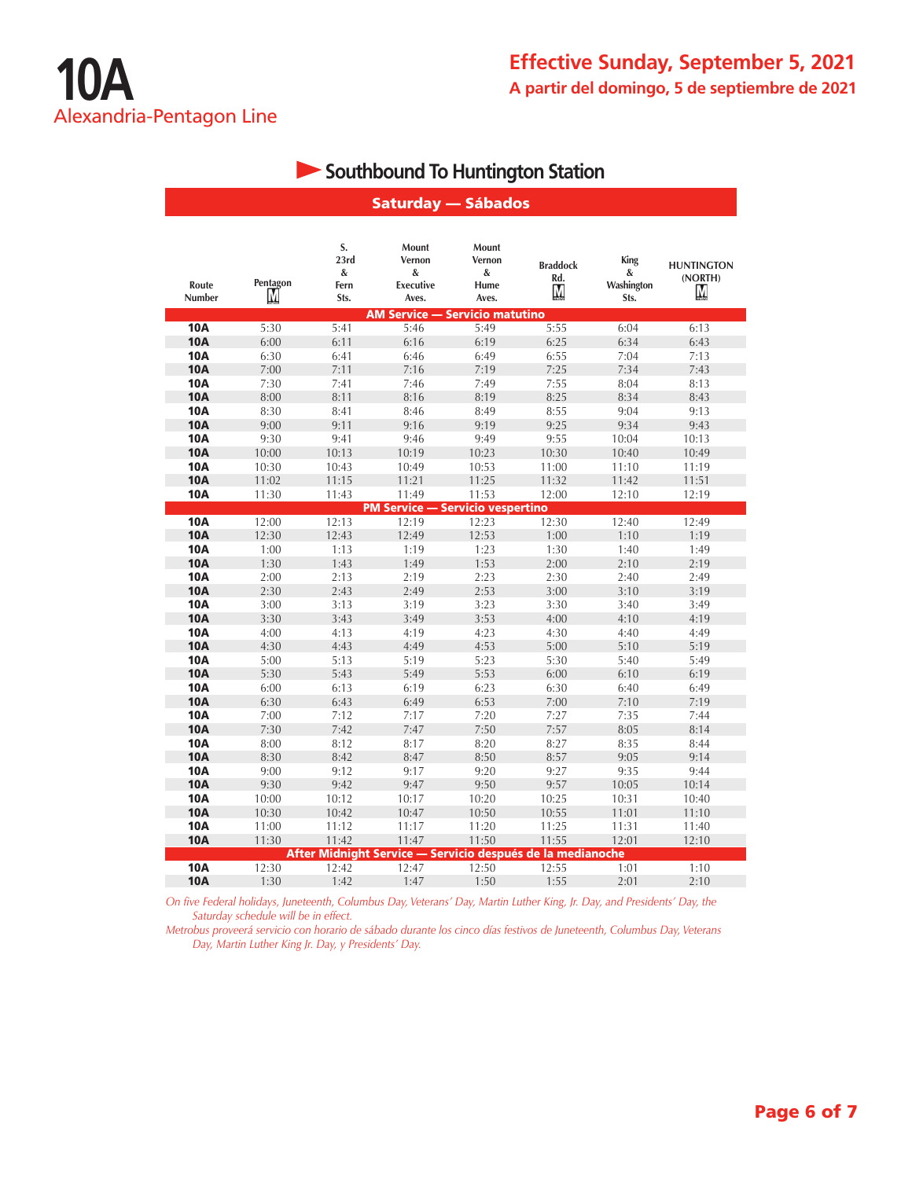# 10A

Alexandria-Pentagon Line

## Effective Sunday, September 5, 2021

**A partir del domingo, 5 de septiembre de 2021**

### Southbound To Huntington Station

**Saturday — Sábados**

| Route Number | Pentagon | S. 23rd & Fern Sts. | Mount Vernon & Executive Aves. | Mount Vernon & Hume Aves. | Braddock Rd. | King & Washington Sts. | HUNTINGTON (NORTH) |
|---|---|---|---|---|---|---|---|
| **AM Service — Servicio matutino** | | | | | | | |
| **10A** | 5:30 | 5:41 | 5:46 | 5:49 | 5:55 | 6:04 | 6:13 |
| **10A** | 6:00 | 6:11 | 6:16 | 6:19 | 6:25 | 6:34 | 6:43 |
| **10A** | 6:30 | 6:41 | 6:46 | 6:49 | 6:55 | 7:04 | 7:13 |
| **10A** | 7:00 | 7:11 | 7:16 | 7:19 | 7:25 | 7:34 | 7:43 |
| **10A** | 7:30 | 7:41 | 7:46 | 7:49 | 7:55 | 8:04 | 8:13 |
| **10A** | 8:00 | 8:11 | 8:16 | 8:19 | 8:25 | 8:34 | 8:43 |
| **10A** | 8:30 | 8:41 | 8:46 | 8:49 | 8:55 | 9:04 | 9:13 |
| **10A** | 9:00 | 9:11 | 9:16 | 9:19 | 9:25 | 9:34 | 9:43 |
| **10A** | 9:30 | 9:41 | 9:46 | 9:49 | 9:55 | 10:04 | 10:13 |
| **10A** | 10:00 | 10:13 | 10:19 | 10:23 | 10:30 | 10:40 | 10:49 |
| **10A** | 10:30 | 10:43 | 10:49 | 10:53 | 11:00 | 11:10 | 11:19 |
| **10A** | 11:02 | 11:15 | 11:21 | 11:25 | 11:32 | 11:42 | 11:51 |
| **10A** | 11:30 | 11:43 | 11:49 | 11:53 | 12:00 | 12:10 | 12:19 |
| **PM Service — Servicio vespertino** | | | | | | | |
| **10A** | 12:00 | 12:13 | 12:19 | 12:23 | 12:30 | 12:40 | 12:49 |
| **10A** | 12:30 | 12:43 | 12:49 | 12:53 | 1:00 | 1:10 | 1:19 |
| **10A** | 1:00 | 1:13 | 1:19 | 1:23 | 1:30 | 1:40 | 1:49 |
| **10A** | 1:30 | 1:43 | 1:49 | 1:53 | 2:00 | 2:10 | 2:19 |
| **10A** | 2:00 | 2:13 | 2:19 | 2:23 | 2:30 | 2:40 | 2:49 |
| **10A** | 2:30 | 2:43 | 2:49 | 2:53 | 3:00 | 3:10 | 3:19 |
| **10A** | 3:00 | 3:13 | 3:19 | 3:23 | 3:30 | 3:40 | 3:49 |
| **10A** | 3:30 | 3:43 | 3:49 | 3:53 | 4:00 | 4:10 | 4:19 |
| **10A** | 4:00 | 4:13 | 4:19 | 4:23 | 4:30 | 4:40 | 4:49 |
| **10A** | 4:30 | 4:43 | 4:49 | 4:53 | 5:00 | 5:10 | 5:19 |
| **10A** | 5:00 | 5:13 | 5:19 | 5:23 | 5:30 | 5:40 | 5:49 |
| **10A** | 5:30 | 5:43 | 5:49 | 5:53 | 6:00 | 6:10 | 6:19 |
| **10A** | 6:00 | 6:13 | 6:19 | 6:23 | 6:30 | 6:40 | 6:49 |
| **10A** | 6:30 | 6:43 | 6:49 | 6:53 | 7:00 | 7:10 | 7:19 |
| **10A** | 7:00 | 7:12 | 7:17 | 7:20 | 7:27 | 7:35 | 7:44 |
| **10A** | 7:30 | 7:42 | 7:47 | 7:50 | 7:57 | 8:05 | 8:14 |
| **10A** | 8:00 | 8:12 | 8:17 | 8:20 | 8:27 | 8:35 | 8:44 |
| **10A** | 8:30 | 8:42 | 8:47 | 8:50 | 8:57 | 9:05 | 9:14 |
| **10A** | 9:00 | 9:12 | 9:17 | 9:20 | 9:27 | 9:35 | 9:44 |
| **10A** | 9:30 | 9:42 | 9:47 | 9:50 | 9:57 | 10:05 | 10:14 |
| **10A** | 10:00 | 10:12 | 10:17 | 10:20 | 10:25 | 10:31 | 10:40 |
| **10A** | 10:30 | 10:42 | 10:47 | 10:50 | 10:55 | 11:01 | 11:10 |
| **10A** | 11:00 | 11:12 | 11:17 | 11:20 | 11:25 | 11:31 | 11:40 |
| **10A** | 11:30 | 11:42 | 11:47 | 11:50 | 11:55 | 12:01 | 12:10 |
| **After Midnight Service — Servicio después de la medianoche** | | | | | | | |
| **10A** | 12:30 | 12:42 | 12:47 | 12:50 | 12:55 | 1:01 | 1:10 |
| **10A** | 1:30 | 1:42 | 1:47 | 1:50 | 1:55 | 2:01 | 2:10 |

*On five Federal holidays, Juneteenth, Columbus Day, Veterans' Day, Martin Luther King, Jr. Day, and Presidents' Day, the Saturday schedule will be in effect.*

*Metrobus proveerá servicio con horario de sábado durante los cinco días festivos de Juneteenth, Columbus Day, Veterans Day, Martin Luther King Jr. Day, y Presidents' Day.*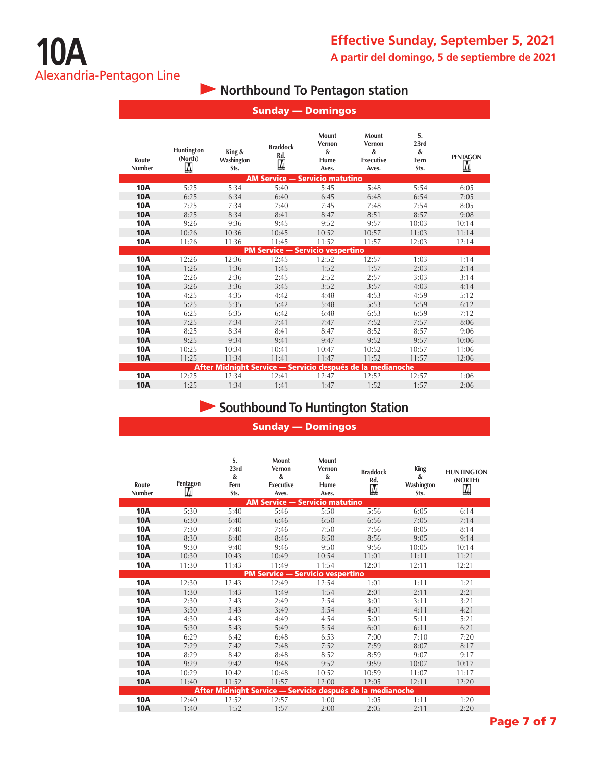# 10A

Alexandria-Pentagon Line

## Effective Sunday, September 5, 2021

A partir del domingo, 5 de septiembre de 2021

## Northbound To Pentagon station

### Sunday — Domingos

| Route Number | Huntington (North) M | King & Washington Sts. | Braddock Rd. M | Mount Vernon & Hume Aves. | Mount Vernon & Executive Aves. | S. 23rd & Fern Sts. | PENTAGON M |
|---|---|---|---|---|---|---|---|
| **AM Service — Servicio matutino** | | | | | | | |
| 10A | 5:25 | 5:34 | 5:40 | 5:45 | 5:48 | 5:54 | 6:05 |
| 10A | 6:25 | 6:34 | 6:40 | 6:45 | 6:48 | 6:54 | 7:05 |
| 10A | 7:25 | 7:34 | 7:40 | 7:45 | 7:48 | 7:54 | 8:05 |
| 10A | 8:25 | 8:34 | 8:41 | 8:47 | 8:51 | 8:57 | 9:08 |
| 10A | 9:26 | 9:36 | 9:45 | 9:52 | 9:57 | 10:03 | 10:14 |
| 10A | 10:26 | 10:36 | 10:45 | 10:52 | 10:57 | 11:03 | 11:14 |
| 10A | 11:26 | 11:36 | 11:45 | 11:52 | 11:57 | 12:03 | 12:14 |
| **PM Service — Servicio vespertino** | | | | | | | |
| 10A | 12:26 | 12:36 | 12:45 | 12:52 | 12:57 | 1:03 | 1:14 |
| 10A | 1:26 | 1:36 | 1:45 | 1:52 | 1:57 | 2:03 | 2:14 |
| 10A | 2:26 | 2:36 | 2:45 | 2:52 | 2:57 | 3:03 | 3:14 |
| 10A | 3:26 | 3:36 | 3:45 | 3:52 | 3:57 | 4:03 | 4:14 |
| 10A | 4:25 | 4:35 | 4:42 | 4:48 | 4:53 | 4:59 | 5:12 |
| 10A | 5:25 | 5:35 | 5:42 | 5:48 | 5:53 | 5:59 | 6:12 |
| 10A | 6:25 | 6:35 | 6:42 | 6:48 | 6:53 | 6:59 | 7:12 |
| 10A | 7:25 | 7:34 | 7:41 | 7:47 | 7:52 | 7:57 | 8:06 |
| 10A | 8:25 | 8:34 | 8:41 | 8:47 | 8:52 | 8:57 | 9:06 |
| 10A | 9:25 | 9:34 | 9:41 | 9:47 | 9:52 | 9:57 | 10:06 |
| 10A | 10:25 | 10:34 | 10:41 | 10:47 | 10:52 | 10:57 | 11:06 |
| 10A | 11:25 | 11:34 | 11:41 | 11:47 | 11:52 | 11:57 | 12:06 |
| **After Midnight Service — Servicio después de la medianoche** | | | | | | | |
| 10A | 12:25 | 12:34 | 12:41 | 12:47 | 12:52 | 12:57 | 1:06 |
| 10A | 1:25 | 1:34 | 1:41 | 1:47 | 1:52 | 1:57 | 2:06 |

## Southbound To Huntington Station

### Sunday — Domingos

| Route Number | Pentagon M | S. 23rd & Fern Sts. | Mount Vernon & Executive Aves. | Mount Vernon & Hume Aves. | Braddock Rd. M | King & Washington Sts. | HUNTINGTON (NORTH) M |
|---|---|---|---|---|---|---|---|
| **AM Service — Servicio matutino** | | | | | | | |
| 10A | 5:30 | 5:40 | 5:46 | 5:50 | 5:56 | 6:05 | 6:14 |
| 10A | 6:30 | 6:40 | 6:46 | 6:50 | 6:56 | 7:05 | 7:14 |
| 10A | 7:30 | 7:40 | 7:46 | 7:50 | 7:56 | 8:05 | 8:14 |
| 10A | 8:30 | 8:40 | 8:46 | 8:50 | 8:56 | 9:05 | 9:14 |
| 10A | 9:30 | 9:40 | 9:46 | 9:50 | 9:56 | 10:05 | 10:14 |
| 10A | 10:30 | 10:43 | 10:49 | 10:54 | 11:01 | 11:11 | 11:21 |
| 10A | 11:30 | 11:43 | 11:49 | 11:54 | 12:01 | 12:11 | 12:21 |
| **PM Service — Servicio vespertino** | | | | | | | |
| 10A | 12:30 | 12:43 | 12:49 | 12:54 | 1:01 | 1:11 | 1:21 |
| 10A | 1:30 | 1:43 | 1:49 | 1:54 | 2:01 | 2:11 | 2:21 |
| 10A | 2:30 | 2:43 | 2:49 | 2:54 | 3:01 | 3:11 | 3:21 |
| 10A | 3:30 | 3:43 | 3:49 | 3:54 | 4:01 | 4:11 | 4:21 |
| 10A | 4:30 | 4:43 | 4:49 | 4:54 | 5:01 | 5:11 | 5:21 |
| 10A | 5:30 | 5:43 | 5:49 | 5:54 | 6:01 | 6:11 | 6:21 |
| 10A | 6:29 | 6:42 | 6:48 | 6:53 | 7:00 | 7:10 | 7:20 |
| 10A | 7:29 | 7:42 | 7:48 | 7:52 | 7:59 | 8:07 | 8:17 |
| 10A | 8:29 | 8:42 | 8:48 | 8:52 | 8:59 | 9:07 | 9:17 |
| 10A | 9:29 | 9:42 | 9:48 | 9:52 | 9:59 | 10:07 | 10:17 |
| 10A | 10:29 | 10:42 | 10:48 | 10:52 | 10:59 | 11:07 | 11:17 |
| 10A | 11:40 | 11:52 | 11:57 | 12:00 | 12:05 | 12:11 | 12:20 |
| **After Midnight Service — Servicio después de la medianoche** | | | | | | | |
| 10A | 12:40 | 12:52 | 12:57 | 1:00 | 1:05 | 1:11 | 1:20 |
| 10A | 1:40 | 1:52 | 1:57 | 2:00 | 2:05 | 2:11 | 2:20 |